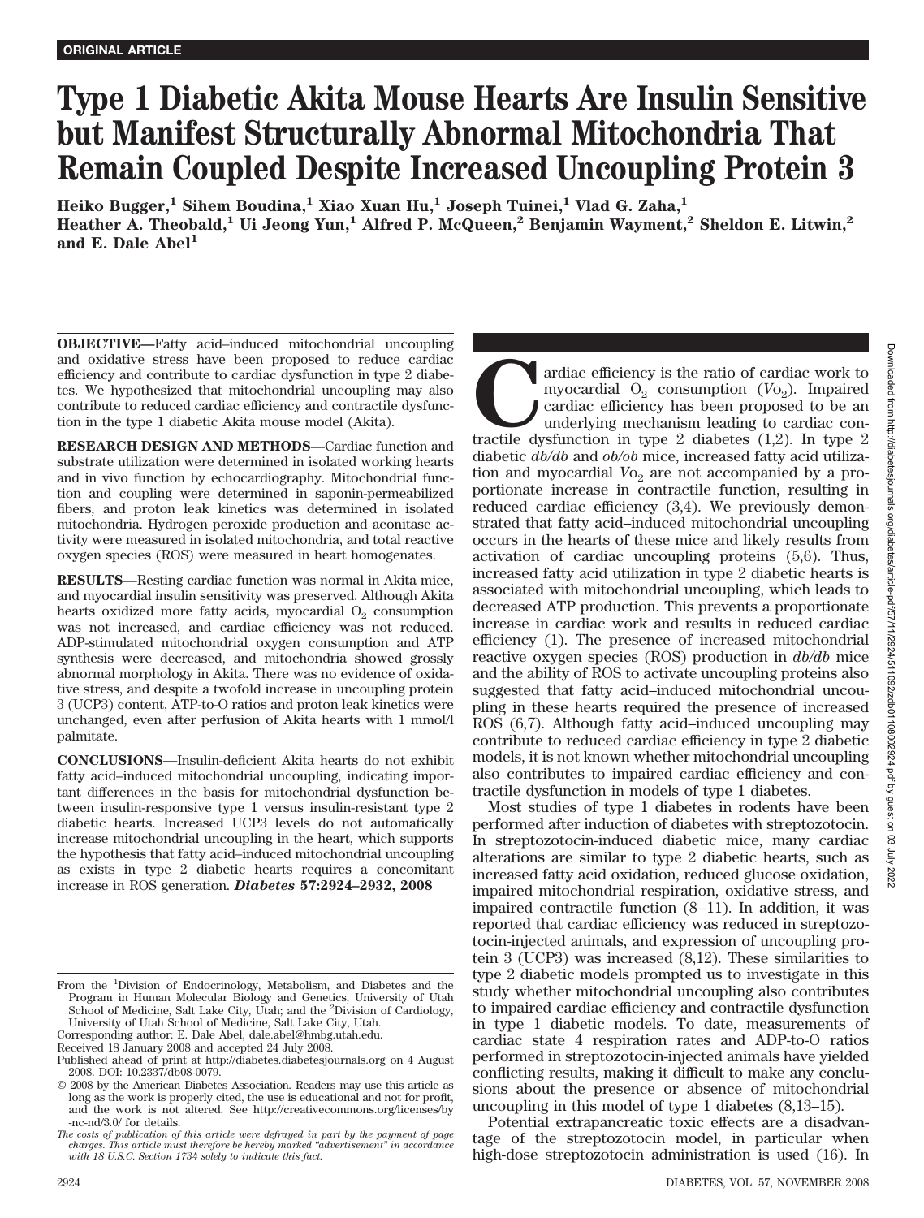ORIGINAL ARTICLE

# Type 1 Diabetic Akita Mouse Hearts Are Insulin Sensitive but Manifest Structurally Abnormal Mitochondria That Remain Coupled Despite Increased Uncoupling Protein 3

**Heiko Bugger,[1] Sihem Boudina,[1] Xiao Xuan Hu,[1] Joseph Tuinei,[1] Vlad G. Zaha,[1] Heather A. Theobald,[1] Ui Jeong Yun,[1] Alfred P. McQueen,[2] Benjamin Wayment,[2] Sheldon E. Litwin,[2] and E. Dale Abel[1]**

**OBJECTIVE**—Fatty acid–induced mitochondrial uncoupling and oxidative stress have been proposed to reduce cardiac efficiency and contribute to cardiac dysfunction in type 2 diabetes. We hypothesized that mitochondrial uncoupling may also contribute to reduced cardiac efficiency and contractile dysfunction in the type 1 diabetic Akita mouse model (Akita).

**RESEARCH DESIGN AND METHODS**—Cardiac function and substrate utilization were determined in isolated working hearts and in vivo function by echocardiography. Mitochondrial function and coupling were determined in saponin-permeabilized fibers, and proton leak kinetics was determined in isolated mitochondria. Hydrogen peroxide production and aconitase activity were measured in isolated mitochondria, and total reactive oxygen species (ROS) were measured in heart homogenates.

**RESULTS**—Resting cardiac function was normal in Akita mice, and myocardial insulin sensitivity was preserved. Although Akita hearts oxidized more fatty acids, myocardial $O_2$ consumption was not increased, and cardiac efficiency was not reduced. ADP-stimulated mitochondrial oxygen consumption and ATP synthesis were decreased, and mitochondria showed grossly abnormal morphology in Akita. There was no evidence of oxidative stress, and despite a twofold increase in uncoupling protein 3 (UCP3) content, ATP-to-O ratios and proton leak kinetics were unchanged, even after perfusion of Akita hearts with 1 mmol/l palmitate.

**CONCLUSIONS**—Insulin-deficient Akita hearts do not exhibit fatty acid–induced mitochondrial uncoupling, indicating important differences in the basis for mitochondrial dysfunction between insulin-responsive type 1 versus insulin-resistant type 2 diabetic hearts. Increased UCP3 levels do not automatically increase mitochondrial uncoupling in the heart, which supports the hypothesis that fatty acid–induced mitochondrial uncoupling as exists in type 2 diabetic hearts requires a concomitant increase in ROS generation. ***Diabetes*** **57:2924–2932, 2008**

Cardiac efficiency is the ratio of cardiac work to myocardial $O_2$ consumption ($V_{O_2}$). Impaired cardiac efficiency has been proposed to be an underlying mechanism leading to cardiac contractile dysfunction in type 2 diabetes (1,2). In type 2 diabetic *db/db* and *ob/ob* mice, increased fatty acid utilization and myocardial $V_{O_2}$ are not accompanied by a proportionate increase in contractile function, resulting in reduced cardiac efficiency (3,4). We previously demonstrated that fatty acid–induced mitochondrial uncoupling occurs in the hearts of these mice and likely results from activation of cardiac uncoupling proteins (5,6). Thus, increased fatty acid utilization in type 2 diabetic hearts is associated with mitochondrial uncoupling, which leads to decreased ATP production. This prevents a proportionate increase in cardiac work and results in reduced cardiac efficiency (1). The presence of increased mitochondrial reactive oxygen species (ROS) production in *db/db* mice and the ability of ROS to activate uncoupling proteins also suggested that fatty acid–induced mitochondrial uncoupling in these hearts required the presence of increased ROS (6,7). Although fatty acid–induced uncoupling may contribute to reduced cardiac efficiency in type 2 diabetic models, it is not known whether mitochondrial uncoupling also contributes to impaired cardiac efficiency and contractile dysfunction in models of type 1 diabetes.

Most studies of type 1 diabetes in rodents have been performed after induction of diabetes with streptozotocin. In streptozotocin-induced diabetic mice, many cardiac alterations are similar to type 2 diabetic hearts, such as increased fatty acid oxidation, reduced glucose oxidation, impaired mitochondrial respiration, oxidative stress, and impaired contractile function (8–11). In addition, it was reported that cardiac efficiency was reduced in streptozotocin-injected animals, and expression of uncoupling protein 3 (UCP3) was increased (8,12). These similarities to type 2 diabetic models prompted us to investigate in this study whether mitochondrial uncoupling also contributes to impaired cardiac efficiency and contractile dysfunction in type 1 diabetic models. To date, measurements of cardiac state 4 respiration rates and ADP-to-O ratios performed in streptozotocin-injected animals have yielded conflicting results, making it difficult to make any conclusions about the presence or absence of mitochondrial uncoupling in this model of type 1 diabetes (8,13–15).

Potential extrapancreatic toxic effects are a disadvantage of the streptozotocin model, in particular when high-dose streptozotocin administration is used (16). In

From the [1]Division of Endocrinology, Metabolism, and Diabetes and the Program in Human Molecular Biology and Genetics, University of Utah School of Medicine, Salt Lake City, Utah; and the [2]Division of Cardiology, University of Utah School of Medicine, Salt Lake City, Utah.

Corresponding author: E. Dale Abel, dale.abel@hmbg.utah.edu.

Received 18 January 2008 and accepted 24 July 2008.

Published ahead of print at http://diabetes.diabetesjournals.org on 4 August 2008. DOI: 10.2337/db08-0079.

© 2008 by the American Diabetes Association. Readers may use this article as long as the work is properly cited, the use is educational and not for profit, and the work is not altered. See http://creativecommons.org/licenses/by-nc-nd/3.0/ for details.

*The costs of publication of this article were defrayed in part by the payment of page charges. This article must therefore be hereby marked "advertisement" in accordance with 18 U.S.C. Section 1734 solely to indicate this fact.*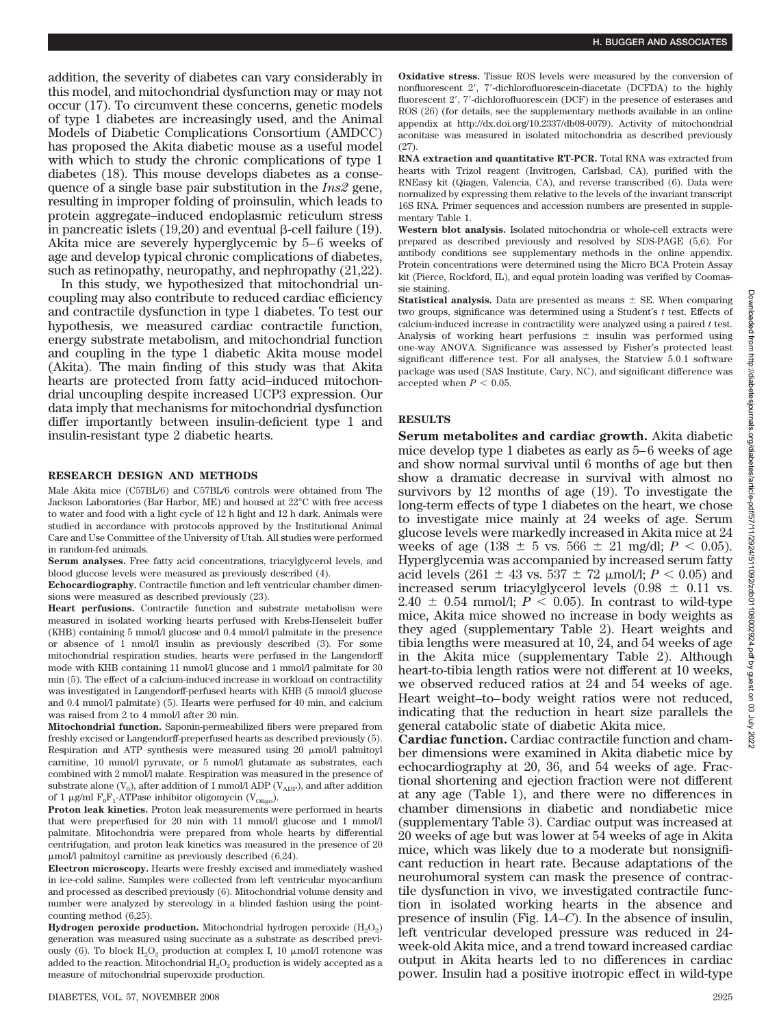addition, the severity of diabetes can vary considerably in this model, and mitochondrial dysfunction may or may not occur (17). To circumvent these concerns, genetic models of type 1 diabetes are increasingly used, and the Animal Models of Diabetic Complications Consortium (AMDCC) has proposed the Akita diabetic mouse as a useful model with which to study the chronic complications of type 1 diabetes (18). This mouse develops diabetes as a consequence of a single base pair substitution in the *Ins2* gene, resulting in improper folding of proinsulin, which leads to protein aggregate–induced endoplasmic reticulum stress in pancreatic islets (19,20) and eventual β-cell failure (19). Akita mice are severely hyperglycemic by 5–6 weeks of age and develop typical chronic complications of diabetes, such as retinopathy, neuropathy, and nephropathy (21,22).

In this study, we hypothesized that mitochondrial uncoupling may also contribute to reduced cardiac efficiency and contractile dysfunction in type 1 diabetes. To test our hypothesis, we measured cardiac contractile function, energy substrate metabolism, and mitochondrial function and coupling in the type 1 diabetic Akita mouse model (Akita). The main finding of this study was that Akita hearts are protected from fatty acid–induced mitochondrial uncoupling despite increased UCP3 expression. Our data imply that mechanisms for mitochondrial dysfunction differ importantly between insulin-deficient type 1 and insulin-resistant type 2 diabetic hearts.

## RESEARCH DESIGN AND METHODS

Male Akita mice (C57BL/6) and C57BL/6 controls were obtained from The Jackson Laboratories (Bar Harbor, ME) and housed at 22°C with free access to water and food with a light cycle of 12 h light and 12 h dark. Animals were studied in accordance with protocols approved by the Institutional Animal Care and Use Committee of the University of Utah. All studies were performed in random-fed animals.

**Serum analyses.** Free fatty acid concentrations, triacylglycerol levels, and blood glucose levels were measured as previously described (4).

**Echocardiography.** Contractile function and left ventricular chamber dimensions were measured as described previously (23).

**Heart perfusions.** Contractile function and substrate metabolism were measured in isolated working hearts perfused with Krebs-Henseleit buffer (KHB) containing 5 mmol/l glucose and 0.4 mmol/l palmitate in the presence or absence of 1 nmol/l insulin as previously described (3). For some mitochondrial respiration studies, hearts were perfused in the Langendorff mode with KHB containing 11 mmol/l glucose and 1 mmol/l palmitate for 30 min (5). The effect of a calcium-induced increase in workload on contractility was investigated in Langendorff-perfused hearts with KHB (5 mmol/l glucose and 0.4 mmol/l palmitate) (5). Hearts were perfused for 40 min, and calcium was raised from 2 to 4 mmol/l after 20 min.

**Mitochondrial function.** Saponin-permeabilized fibers were prepared from freshly excised or Langendorff-preperfused hearts as described previously (5). Respiration and ATP synthesis were measured using 20 μmol/l palmitoyl carnitine, 10 mmol/l pyruvate, or 5 mmol/l glutamate as substrates, each combined with 2 mmol/l malate. Respiration was measured in the presence of substrate alone ($V_0$), after addition of 1 mmol/l ADP ($V_{ADP}$), and after addition of 1 μg/ml $F_0F_1$-ATPase inhibitor oligomycin ($V_{Oligo}$).

**Proton leak kinetics.** Proton leak measurements were performed in hearts that were preperfused for 20 min with 11 mmol/l glucose and 1 mmol/l palmitate. Mitochondria were prepared from whole hearts by differential centrifugation, and proton leak kinetics was measured in the presence of 20 μmol/l palmitoyl carnitine as previously described (6,24).

**Electron microscopy.** Hearts were freshly excised and immediately washed in ice-cold saline. Samples were collected from left ventricular myocardium and processed as described previously (6). Mitochondrial volume density and number were analyzed by stereology in a blinded fashion using the point-counting method (6,25).

**Hydrogen peroxide production.** Mitochondrial hydrogen peroxide ($H_2O_2$) generation was measured using succinate as a substrate as described previously (6). To block $H_2O_2$ production at complex I, 10 μmol/l rotenone was added to the reaction. Mitochondrial $H_2O_2$ production is widely accepted as a measure of mitochondrial superoxide production.

**Oxidative stress.** Tissue ROS levels were measured by the conversion of nonfluorescent 2′, 7′-dichlorofluorescein-diacetate (DCFDA) to the highly fluorescent 2′, 7′-dichlorofluorescein (DCF) in the presence of esterases and ROS (26) (for details, see the supplementary methods available in an online appendix at http://dx.doi.org/10.2337/db08-0079). Activity of mitochondrial aconitase was measured in isolated mitochondria as described previously (27).

**RNA extraction and quantitative RT-PCR.** Total RNA was extracted from hearts with Trizol reagent (Invitrogen, Carlsbad, CA), purified with the RNEasy kit (Qiagen, Valencia, CA), and reverse transcribed (6). Data were normalized by expressing them relative to the levels of the invariant transcript 16S RNA. Primer sequences and accession numbers are presented in supplementary Table 1.

**Western blot analysis.** Isolated mitochondria or whole-cell extracts were prepared as described previously and resolved by SDS-PAGE (5,6). For antibody conditions see supplementary methods in the online appendix. Protein concentrations were determined using the Micro BCA Protein Assay kit (Pierce, Rockford, IL), and equal protein loading was verified by Coomassie staining.

**Statistical analysis.** Data are presented as means ± SE. When comparing two groups, significance was determined using a Student's *t* test. Effects of calcium-induced increase in contractility were analyzed using a paired *t* test. Analysis of working heart perfusions ± insulin was performed using one-way ANOVA. Significance was assessed by Fisher's protected least significant difference test. For all analyses, the Statview 5.0.1 software package was used (SAS Institute, Cary, NC), and significant difference was accepted when $P < 0.05$.

## RESULTS

**Serum metabolites and cardiac growth.** Akita diabetic mice develop type 1 diabetes as early as 5–6 weeks of age and show normal survival until 6 months of age but then show a dramatic decrease in survival with almost no survivors by 12 months of age (19). To investigate the long-term effects of type 1 diabetes on the heart, we chose to investigate mice mainly at 24 weeks of age. Serum glucose levels were markedly increased in Akita mice at 24 weeks of age (138 ± 5 vs. 566 ± 21 mg/dl; $P < 0.05$). Hyperglycemia was accompanied by increased serum fatty acid levels (261 ± 43 vs. 537 ± 72 μmol/l; $P < 0.05$) and increased serum triacylglycerol levels (0.98 ± 0.11 vs. 2.40 ± 0.54 mmol/l; $P < 0.05$). In contrast to wild-type mice, Akita mice showed no increase in body weights as they aged (supplementary Table 2). Heart weights and tibia lengths were measured at 10, 24, and 54 weeks of age in the Akita mice (supplementary Table 2). Although heart-to-tibia length ratios were not different at 10 weeks, we observed reduced ratios at 24 and 54 weeks of age. Heart weight–to–body weight ratios were not reduced, indicating that the reduction in heart size parallels the general catabolic state of diabetic Akita mice.

**Cardiac function.** Cardiac contractile function and chamber dimensions were examined in Akita diabetic mice by echocardiography at 20, 36, and 54 weeks of age. Fractional shortening and ejection fraction were not different at any age (Table 1), and there were no differences in chamber dimensions in diabetic and nondiabetic mice (supplementary Table 3). Cardiac output was increased at 20 weeks of age but was lower at 54 weeks of age in Akita mice, which was likely due to a moderate but nonsignificant reduction in heart rate. Because adaptations of the neurohumoral system can mask the presence of contractile dysfunction in vivo, we investigated contractile function in isolated working hearts in the absence and presence of insulin (Fig. 1*A*–*C*). In the absence of insulin, left ventricular developed pressure was reduced in 24-week-old Akita mice, and a trend toward increased cardiac output in Akita hearts led to no differences in cardiac power. Insulin had a positive inotropic effect in wild-type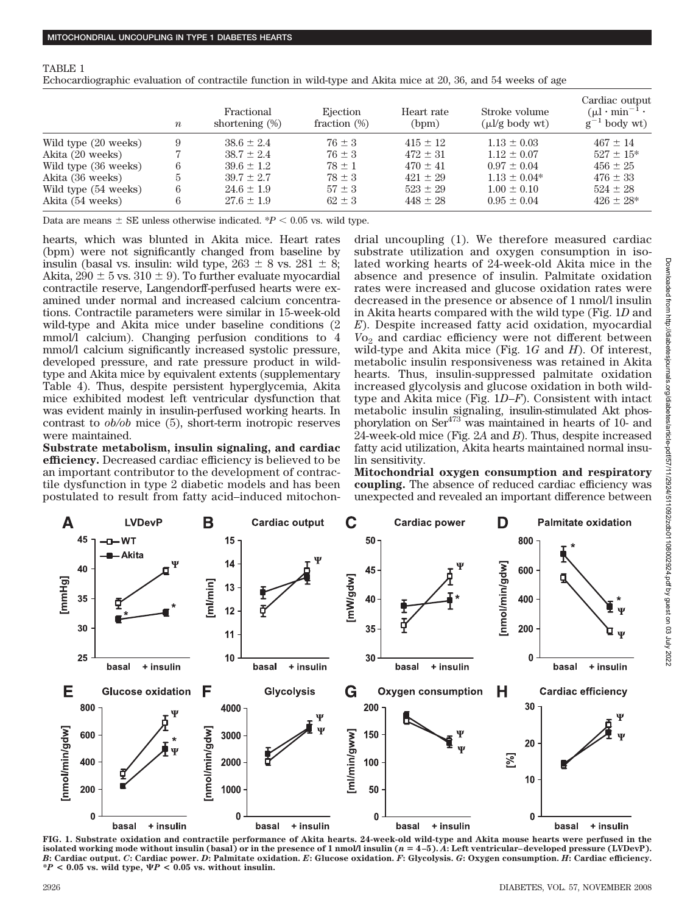TABLE 1

Echocardiographic evaluation of contractile function in wild-type and Akita mice at 20, 36, and 54 weeks of age

| | $n$ | Fractional shortening (%) | Ejection fraction (%) | Heart rate (bpm) | Stroke volume (μl/g body wt) | Cardiac output ($\mu l \cdot min^{-1} \cdot g^{-1}$ body wt) |
|---|---|---|---|---|---|---|
| Wild type (20 weeks) | 9 | 38.6 ± 2.4 | 76 ± 3 | 415 ± 12 | 1.13 ± 0.03 | 467 ± 14 |
| Akita (20 weeks) | 7 | 38.7 ± 2.4 | 76 ± 3 | 472 ± 31 | 1.12 ± 0.07 | 527 ± 15* |
| Wild type (36 weeks) | 6 | 39.6 ± 1.2 | 78 ± 1 | 470 ± 41 | 0.97 ± 0.04 | 456 ± 25 |
| Akita (36 weeks) | 5 | 39.7 ± 2.7 | 78 ± 3 | 421 ± 29 | 1.13 ± 0.04* | 476 ± 33 |
| Wild type (54 weeks) | 6 | 24.6 ± 1.9 | 57 ± 3 | 523 ± 29 | 1.00 ± 0.10 | 524 ± 28 |
| Akita (54 weeks) | 6 | 27.6 ± 1.9 | 62 ± 3 | 448 ± 28 | 0.95 ± 0.04 | 426 ± 28* |

Data are means ± SE unless otherwise indicated. *$P < 0.05$ vs. wild type.

hearts, which was blunted in Akita mice. Heart rates (bpm) were not significantly changed from baseline by insulin (basal vs. insulin: wild type, 263 ± 8 vs. 281 ± 8; Akita, 290 ± 5 vs. 310 ± 9). To further evaluate myocardial contractile reserve, Langendorff-perfused hearts were examined under normal and increased calcium concentrations. Contractile parameters were similar in 15-week-old wild-type and Akita mice under baseline conditions (2 mmol/l calcium). Changing perfusion conditions to 4 mmol/l calcium significantly increased systolic pressure, developed pressure, and rate pressure product in wild-type and Akita mice by equivalent extents (supplementary Table 4). Thus, despite persistent hyperglycemia, Akita mice exhibited modest left ventricular dysfunction that was evident mainly in insulin-perfused working hearts. In contrast to *ob/ob* mice (5), short-term inotropic reserves were maintained.

**Substrate metabolism, insulin signaling, and cardiac efficiency.** Decreased cardiac efficiency is believed to be an important contributor to the development of contractile dysfunction in type 2 diabetic models and has been postulated to result from fatty acid–induced mitochondrial uncoupling (1). We therefore measured cardiac substrate utilization and oxygen consumption in isolated working hearts of 24-week-old Akita mice in the absence and presence of insulin. Palmitate oxidation rates were increased and glucose oxidation rates were decreased in the presence or absence of 1 nmol/l insulin in Akita hearts compared with the wild type (Fig. 1*D* and *E*). Despite increased fatty acid oxidation, myocardial $V_{O_2}$ and cardiac efficiency were not different between wild-type and Akita mice (Fig. 1*G* and *H*). Of interest, metabolic insulin responsiveness was retained in Akita hearts. Thus, insulin-suppressed palmitate oxidation increased glycolysis and glucose oxidation in both wild-type and Akita mice (Fig. 1*D*–*F*). Consistent with intact metabolic insulin signaling, insulin-stimulated Akt phosphorylation on $Ser^{473}$ was maintained in hearts of 10- and 24-week-old mice (Fig. 2*A* and *B*). Thus, despite increased fatty acid utilization, Akita hearts maintained normal insulin sensitivity.

**Mitochondrial oxygen consumption and respiratory coupling.** The absence of reduced cardiac efficiency was unexpected and revealed an important difference between

FIG. 1. Substrate oxidation and contractile performance of Akita hearts. 24-week-old wild-type and Akita mouse hearts were perfused in the isolated working mode without insulin (basal) or in the presence of 1 nmol/l insulin ($n$ = 4–5). *A*: Left ventricular–developed pressure (LVDevP). *B*: Cardiac output. *C*: Cardiac power. *D*: Palmitate oxidation. *E*: Glucose oxidation. *F*: Glycolysis. *G*: Oxygen consumption. *H*: Cardiac efficiency. *$P < 0.05$ vs. wild type, Ψ$P < 0.05$ vs. without insulin.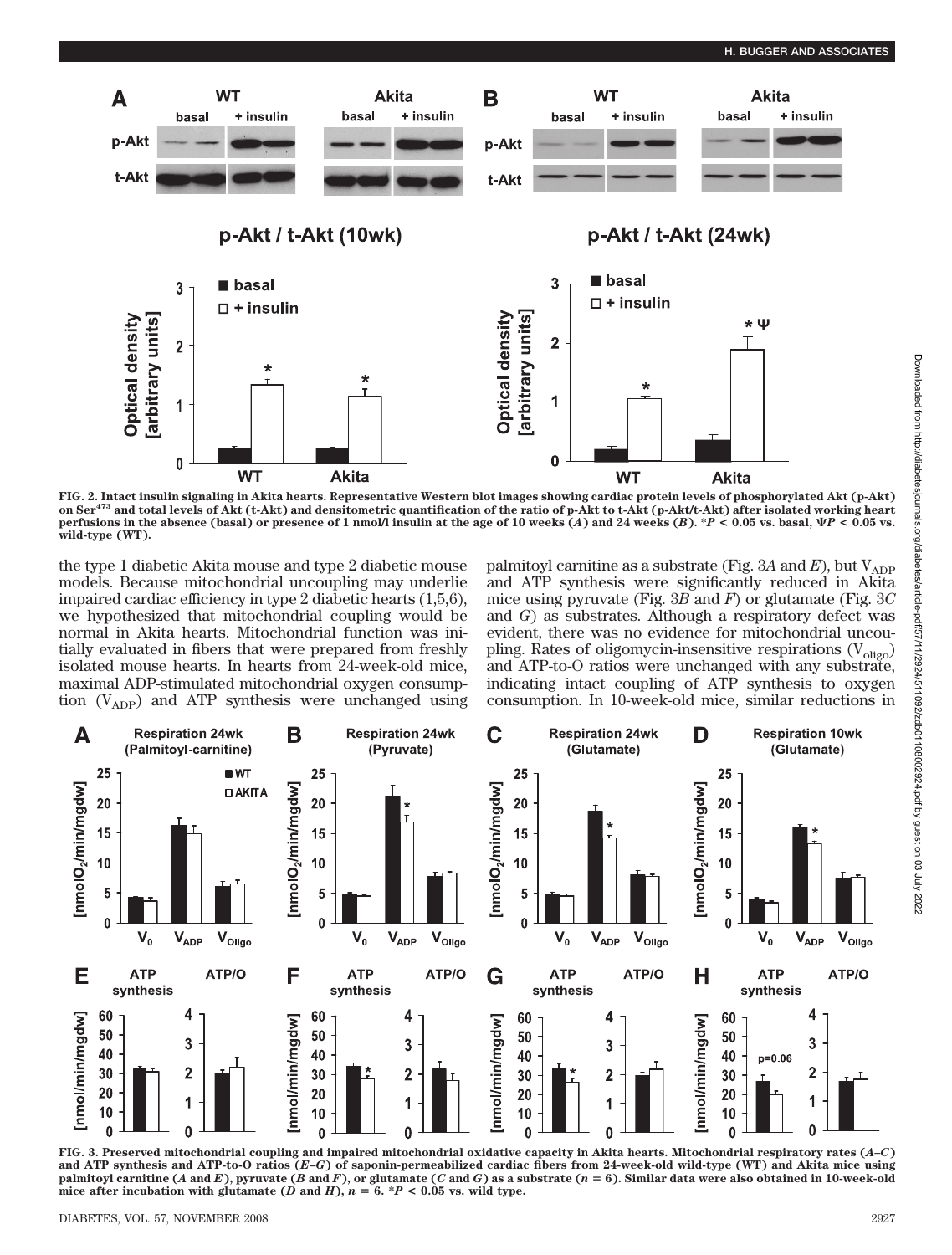FIG. 2. Intact insulin signaling in Akita hearts. Representative Western blot images showing cardiac protein levels of phosphorylated Akt (p-Akt) on Ser[473] and total levels of Akt (t-Akt) and densitometric quantification of the ratio of p-Akt to t-Akt (p-Akt/t-Akt) after isolated working heart perfusions in the absence (basal) or presence of 1 nmol/l insulin at the age of 10 weeks (*A*) and 24 weeks (*B*). *$P < 0.05$ vs. basal, Ψ$P < 0.05$ vs. wild-type (WT).

the type 1 diabetic Akita mouse and type 2 diabetic mouse models. Because mitochondrial uncoupling may underlie impaired cardiac efficiency in type 2 diabetic hearts (1,5,6), we hypothesized that mitochondrial coupling would be normal in Akita hearts. Mitochondrial function was initially evaluated in fibers that were prepared from freshly isolated mouse hearts. In hearts from 24-week-old mice, maximal ADP-stimulated mitochondrial oxygen consumption ($V_{ADP}$) and ATP synthesis were unchanged using palmitoyl carnitine as a substrate (Fig. 3*A* and *E*), but $V_{ADP}$ and ATP synthesis were significantly reduced in Akita mice using pyruvate (Fig. 3*B* and *F*) or glutamate (Fig. 3*C* and *G*) as substrates. Although a respiratory defect was evident, there was no evidence for mitochondrial uncoupling. Rates of oligomycin-insensitive respirations ($V_{oligo}$) and ATP-to-O ratios were unchanged with any substrate, indicating intact coupling of ATP synthesis to oxygen consumption. In 10-week-old mice, similar reductions in

FIG. 3. Preserved mitochondrial coupling and impaired mitochondrial oxidative capacity in Akita hearts. Mitochondrial respiratory rates (*A–C*) and ATP synthesis and ATP-to-O ratios (*E–G*) of saponin-permeabilized cardiac fibers from 24-week-old wild-type (WT) and Akita mice using palmitoyl carnitine (*A* and *E*), pyruvate (*B* and *F*), or glutamate (*C* and *G*) as a substrate ($n = 6$). Similar data were also obtained in 10-week-old mice after incubation with glutamate (*D* and *H*), $n = 6$. *$P < 0.05$ vs. wild type.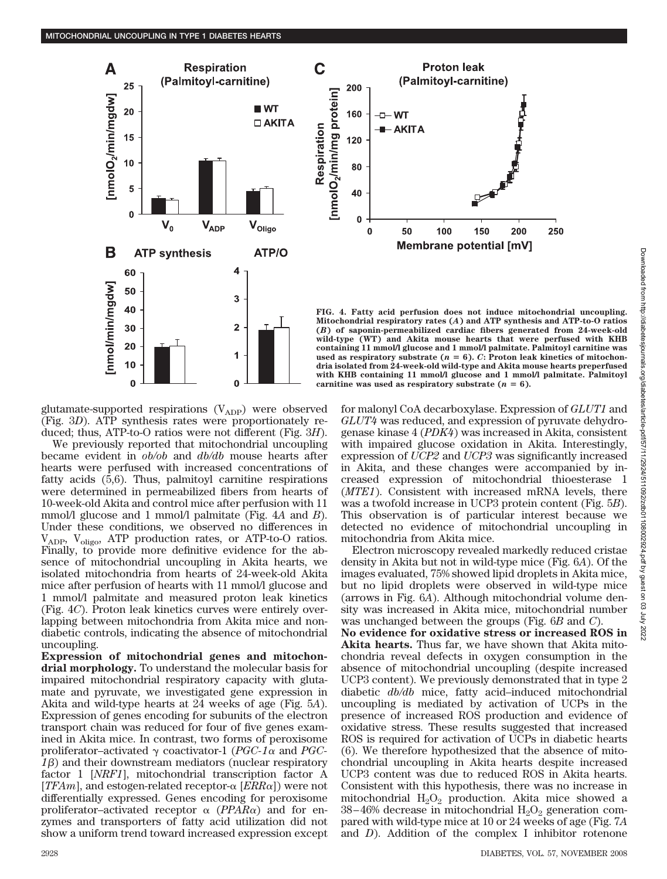FIG. 4. Fatty acid perfusion does not induce mitochondrial uncoupling. Mitochondrial respiratory rates (*A*) and ATP synthesis and ATP-to-O ratios (*B*) of saponin-permeabilized cardiac fibers generated from 24-week-old wild-type (WT) and Akita mouse hearts that were perfused with KHB containing 11 mmol/l glucose and 1 mmol/l palmitate. Palmitoyl carnitine was used as respiratory substrate ($n = 6$). *C*: Proton leak kinetics of mitochondria isolated from 24-week-old wild-type and Akita mouse hearts preperfused with KHB containing 11 mmol/l glucose and 1 mmol/l palmitate. Palmitoyl carnitine was used as respiratory substrate ($n = 6$).

glutamate-supported respirations ($V_{ADP}$) were observed (Fig. 3*D*). ATP synthesis rates were proportionately reduced; thus, ATP-to-O ratios were not different (Fig. 3*H*).

We previously reported that mitochondrial uncoupling became evident in *ob/ob* and *db/db* mouse hearts after hearts were perfused with increased concentrations of fatty acids (5,6). Thus, palmitoyl carnitine respirations were determined in permeabilized fibers from hearts of 10-week-old Akita and control mice after perfusion with 11 mmol/l glucose and 1 mmol/l palmitate (Fig. 4*A* and *B*). Under these conditions, we observed no differences in $V_{ADP}$, $V_{oligo}$, ATP production rates, or ATP-to-O ratios. Finally, to provide more definitive evidence for the absence of mitochondrial uncoupling in Akita hearts, we isolated mitochondria from hearts of 24-week-old Akita mice after perfusion of hearts with 11 mmol/l glucose and 1 mmol/l palmitate and measured proton leak kinetics (Fig. 4*C*). Proton leak kinetics curves were entirely overlapping between mitochondria from Akita mice and nondiabetic controls, indicating the absence of mitochondrial uncoupling.

**Expression of mitochondrial genes and mitochondrial morphology.** To understand the molecular basis for impaired mitochondrial respiratory capacity with glutamate and pyruvate, we investigated gene expression in Akita and wild-type hearts at 24 weeks of age (Fig. 5*A*). Expression of genes encoding for subunits of the electron transport chain was reduced for four of five genes examined in Akita mice. In contrast, two forms of peroxisome proliferator–activated γ coactivator-1 (*PGC-1α* and *PGC-1β*) and their downstream mediators (nuclear respiratory factor 1 [*NRF1*], mitochondrial transcription factor A [*TFAm*], and estogen-related receptor-α [*ERRα*]) were not differentially expressed. Genes encoding for peroxisome proliferator–activated receptor α (*PPARα*) and for enzymes and transporters of fatty acid utilization did not show a uniform trend toward increased expression except for malonyl CoA decarboxylase. Expression of *GLUT1* and *GLUT4* was reduced, and expression of pyruvate dehydrogenase kinase 4 (*PDK4*) was increased in Akita, consistent with impaired glucose oxidation in Akita. Interestingly, expression of *UCP2* and *UCP3* was significantly increased in Akita, and these changes were accompanied by increased expression of mitochondrial thioesterase 1 (*MTE1*). Consistent with increased mRNA levels, there was a twofold increase in UCP3 protein content (Fig. 5*B*). This observation is of particular interest because we detected no evidence of mitochondrial uncoupling in mitochondria from Akita mice.

Electron microscopy revealed markedly reduced cristae density in Akita but not in wild-type mice (Fig. 6*A*). Of the images evaluated, 75% showed lipid droplets in Akita mice, but no lipid droplets were observed in wild-type mice (arrows in Fig. 6*A*). Although mitochondrial volume density was increased in Akita mice, mitochondrial number was unchanged between the groups (Fig. 6*B* and *C*).

**No evidence for oxidative stress or increased ROS in Akita hearts.** Thus far, we have shown that Akita mitochondria reveal defects in oxygen consumption in the absence of mitochondrial uncoupling (despite increased UCP3 content). We previously demonstrated that in type 2 diabetic *db/db* mice, fatty acid–induced mitochondrial uncoupling is mediated by activation of UCPs in the presence of increased ROS production and evidence of oxidative stress. These results suggested that increased ROS is required for activation of UCPs in diabetic hearts (6). We therefore hypothesized that the absence of mitochondrial uncoupling in Akita hearts despite increased UCP3 content was due to reduced ROS in Akita hearts. Consistent with this hypothesis, there was no increase in mitochondrial $H_2O_2$ production. Akita mice showed a 38–46% decrease in mitochondrial $H_2O_2$ generation compared with wild-type mice at 10 or 24 weeks of age (Fig. 7*A* and *D*). Addition of the complex I inhibitor rotenone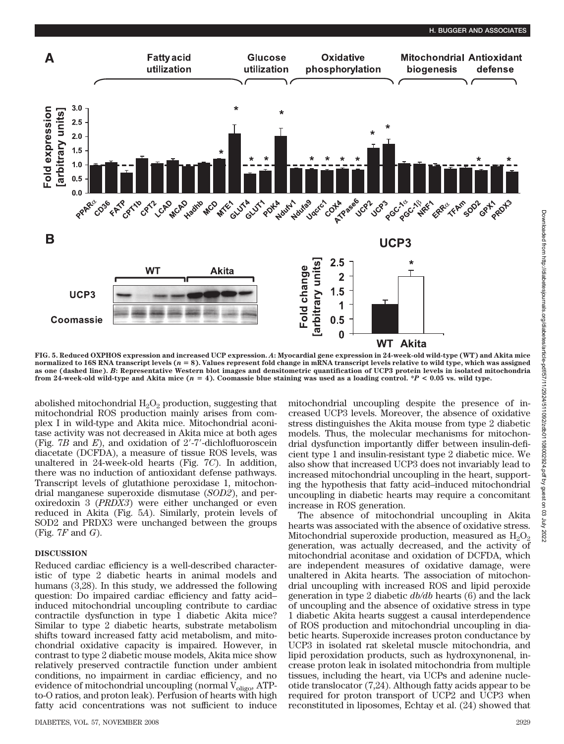FIG. 5. Reduced OXPHOS expression and increased UCP expression. *A*: Myocardial gene expression in 24-week-old wild-type (WT) and Akita mice normalized to 16S RNA transcript levels (*n* = 8). Values represent fold change in mRNA transcript levels relative to wild type, which was assigned as one (dashed line). *B*: Representative Western blot images and densitometric quantification of UCP3 protein levels in isolated mitochondria from 24-week-old wild-type and Akita mice (*n* = 4). Coomassie blue staining was used as a loading control. *$P < 0.05$ vs. wild type.

abolished mitochondrial $H_2O_2$ production, suggesting that mitochondrial ROS production mainly arises from complex I in wild-type and Akita mice. Mitochondrial aconitase activity was not decreased in Akita mice at both ages (Fig. 7*B* and *E*), and oxidation of 2′-7′-dichlofluoroscein diacetate (DCFDA), a measure of tissue ROS levels, was unaltered in 24-week-old hearts (Fig. 7*C*). In addition, there was no induction of antioxidant defense pathways. Transcript levels of glutathione peroxidase 1, mitochondrial manganese superoxide dismutase (*SOD2*), and peroxiredoxin 3 (*PRDX3*) were either unchanged or even reduced in Akita (Fig. 5*A*). Similarly, protein levels of SOD2 and PRDX3 were unchanged between the groups (Fig. 7*F* and *G*).

## DISCUSSION

Reduced cardiac efficiency is a well-described characteristic of type 2 diabetic hearts in animal models and humans (3,28). In this study, we addressed the following question: Do impaired cardiac efficiency and fatty acid–induced mitochondrial uncoupling contribute to cardiac contractile dysfunction in type 1 diabetic Akita mice? Similar to type 2 diabetic hearts, substrate metabolism shifts toward increased fatty acid metabolism, and mitochondrial oxidative capacity is impaired. However, in contrast to type 2 diabetic mouse models, Akita mice show relatively preserved contractile function under ambient conditions, no impairment in cardiac efficiency, and no evidence of mitochondrial uncoupling (normal $V_{oligo}$, ATP-to-O ratios, and proton leak). Perfusion of hearts with high fatty acid concentrations was not sufficient to induce mitochondrial uncoupling despite the presence of increased UCP3 levels. Moreover, the absence of oxidative stress distinguishes the Akita mouse from type 2 diabetic models. Thus, the molecular mechanisms for mitochondrial dysfunction importantly differ between insulin-deficient type 1 and insulin-resistant type 2 diabetic mice. We also show that increased UCP3 does not invariably lead to increased mitochondrial uncoupling in the heart, supporting the hypothesis that fatty acid–induced mitochondrial uncoupling in diabetic hearts may require a concomitant increase in ROS generation.

The absence of mitochondrial uncoupling in Akita hearts was associated with the absence of oxidative stress. Mitochondrial superoxide production, measured as $H_2O_2$ generation, was actually decreased, and the activity of mitochondrial aconitase and oxidation of DCFDA, which are independent measures of oxidative damage, were unaltered in Akita hearts. The association of mitochondrial uncoupling with increased ROS and lipid peroxide generation in type 2 diabetic *db/db* hearts (6) and the lack of uncoupling and the absence of oxidative stress in type 1 diabetic Akita hearts suggest a causal interdependence of ROS production and mitochondrial uncoupling in diabetic hearts. Superoxide increases proton conductance by UCP3 in isolated rat skeletal muscle mitochondria, and lipid peroxidation products, such as hydroxynonenal, increase proton leak in isolated mitochondria from multiple tissues, including the heart, via UCPs and adenine nucleotide translocator (7,24). Although fatty acids appear to be required for proton transport of UCP2 and UCP3 when reconstituted in liposomes, Echtay et al. (24) showed that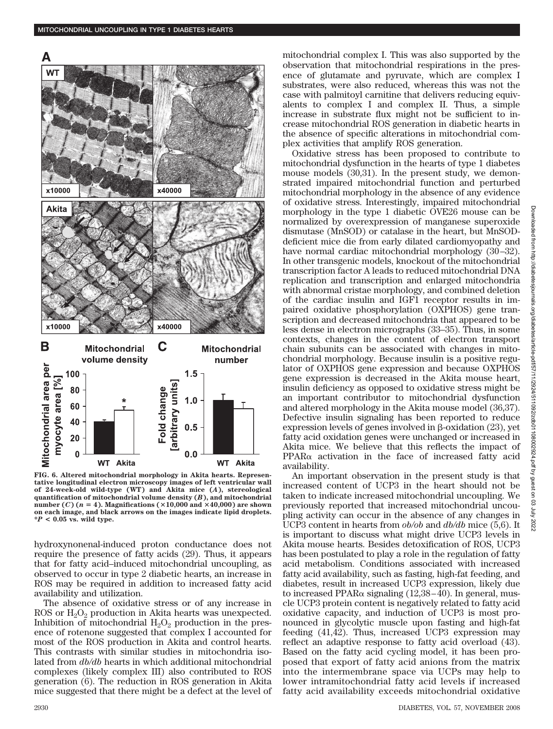FIG. 6. Altered mitochondrial morphology in Akita hearts. Representative longitudinal electron microscopy images of left ventricular wall of 24-week-old wild-type (WT) and Akita mice (*A*), stereological quantification of mitochondrial volume density (*B*), and mitochondrial number (*C*) ($n = 4$). Magnifications (×10,000 and ×40,000) are shown on each image, and black arrows on the images indicate lipid droplets. *$P < 0.05$ vs. wild type.

hydroxynonenal-induced proton conductance does not require the presence of fatty acids (29). Thus, it appears that for fatty acid–induced mitochondrial uncoupling, as observed to occur in type 2 diabetic hearts, an increase in ROS may be required in addition to increased fatty acid availability and utilization.

The absence of oxidative stress or of any increase in ROS or $H_2O_2$ production in Akita hearts was unexpected. Inhibition of mitochondrial $H_2O_2$ production in the presence of rotenone suggested that complex I accounted for most of the ROS production in Akita and control hearts. This contrasts with similar studies in mitochondria isolated from *db/db* hearts in which additional mitochondrial complexes (likely complex III) also contributed to ROS generation (6). The reduction in ROS generation in Akita mice suggested that there might be a defect at the level of mitochondrial complex I. This was also supported by the observation that mitochondrial respirations in the presence of glutamate and pyruvate, which are complex I substrates, were also reduced, whereas this was not the case with palmitoyl carnitine that delivers reducing equivalents to complex I and complex II. Thus, a simple increase in substrate flux might not be sufficient to increase mitochondrial ROS generation in diabetic hearts in the absence of specific alterations in mitochondrial complex activities that amplify ROS generation.

Oxidative stress has been proposed to contribute to mitochondrial dysfunction in the hearts of type 1 diabetes mouse models (30,31). In the present study, we demonstrated impaired mitochondrial function and perturbed mitochondrial morphology in the absence of any evidence of oxidative stress. Interestingly, impaired mitochondrial morphology in the type 1 diabetic OVE26 mouse can be normalized by overexpression of manganese superoxide dismutase (MnSOD) or catalase in the heart, but MnSOD-deficient mice die from early dilated cardiomyopathy and have normal cardiac mitochondrial morphology (30–32). In other transgenic models, knockout of the mitochondrial transcription factor A leads to reduced mitochondrial DNA replication and transcription and enlarged mitochondria with abnormal cristae morphology, and combined deletion of the cardiac insulin and IGF1 receptor results in impaired oxidative phosphorylation (OXPHOS) gene transcription and decreased mitochondria that appeared to be less dense in electron micrographs (33–35). Thus, in some contexts, changes in the content of electron transport chain subunits can be associated with changes in mitochondrial morphology. Because insulin is a positive regulator of OXPHOS gene expression and because OXPHOS gene expression is decreased in the Akita mouse heart, insulin deficiency as opposed to oxidative stress might be an important contributor to mitochondrial dysfunction and altered morphology in the Akita mouse model (36,37). Defective insulin signaling has been reported to reduce expression levels of genes involved in β-oxidation (23), yet fatty acid oxidation genes were unchanged or increased in Akita mice. We believe that this reflects the impact of PPARα activation in the face of increased fatty acid availability.

An important observation in the present study is that increased content of UCP3 in the heart should not be taken to indicate increased mitochondrial uncoupling. We previously reported that increased mitochondrial uncoupling activity can occur in the absence of any changes in UCP3 content in hearts from *ob/ob* and *db/db* mice (5,6). It is important to discuss what might drive UCP3 levels in Akita mouse hearts. Besides detoxification of ROS, UCP3 has been postulated to play a role in the regulation of fatty acid metabolism. Conditions associated with increased fatty acid availability, such as fasting, high-fat feeding, and diabetes, result in increased UCP3 expression, likely due to increased PPARα signaling (12,38–40). In general, muscle UCP3 protein content is negatively related to fatty acid oxidative capacity, and induction of UCP3 is most pronounced in glycolytic muscle upon fasting and high-fat feeding (41,42). Thus, increased UCP3 expression may reflect an adaptive response to fatty acid overload (43). Based on the fatty acid cycling model, it has been proposed that export of fatty acid anions from the matrix into the intermembrane space via UCPs may help to lower intramitochondrial fatty acid levels if increased fatty acid availability exceeds mitochondrial oxidative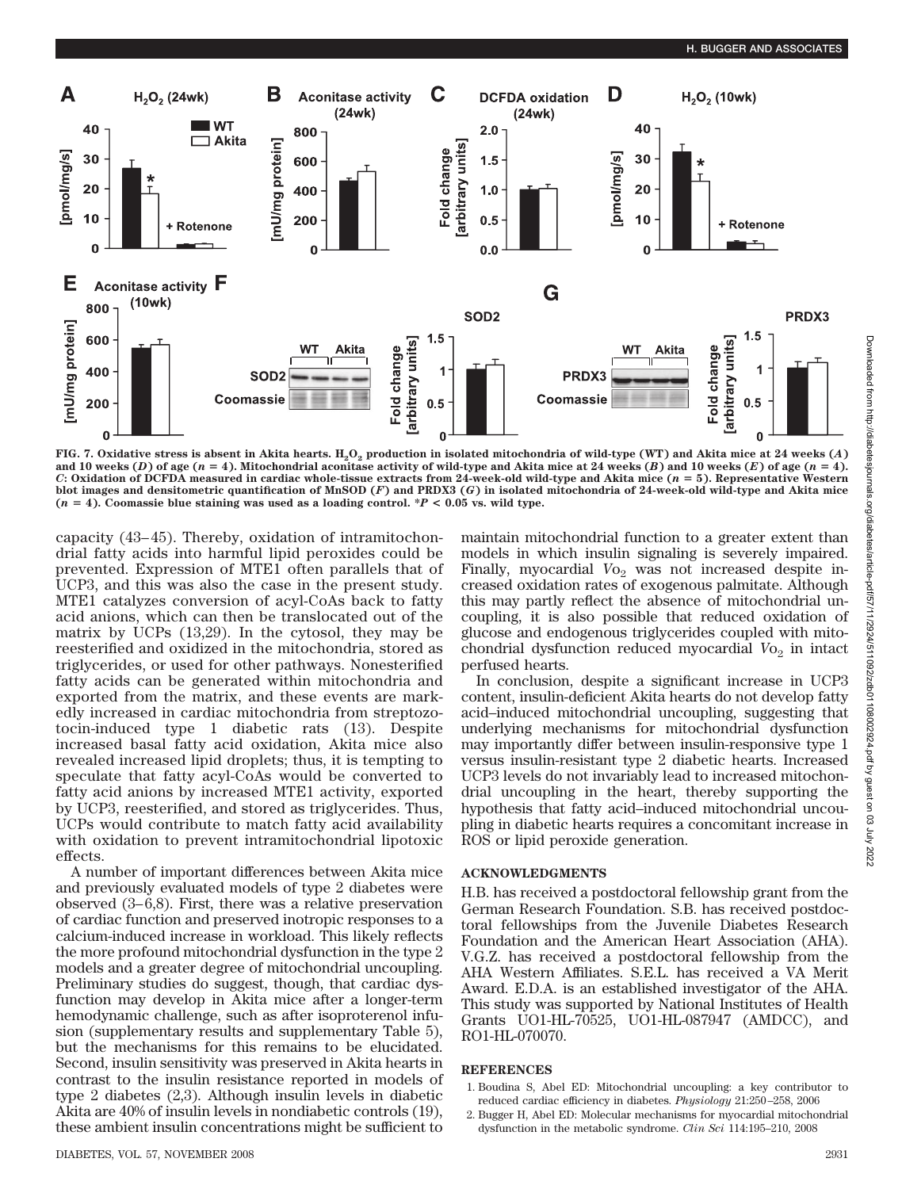FIG. 7. Oxidative stress is absent in Akita hearts. $H_2O_2$ production in isolated mitochondria of wild-type (WT) and Akita mice at 24 weeks (*A*) and 10 weeks (*D*) of age ($n = 4$). Mitochondrial aconitase activity of wild-type and Akita mice at 24 weeks (*B*) and 10 weeks (*E*) of age ($n = 4$). *C*: Oxidation of DCFDA measured in cardiac whole-tissue extracts from 24-week-old wild-type and Akita mice ($n = 5$). Representative Western blot images and densitometric quantification of MnSOD (*F*) and PRDX3 (*G*) in isolated mitochondria of 24-week-old wild-type and Akita mice ($n = 4$). Coomassie blue staining was used as a loading control. *$P < 0.05$ vs. wild type.

capacity (43–45). Thereby, oxidation of intramitochondrial fatty acids into harmful lipid peroxides could be prevented. Expression of MTE1 often parallels that of UCP3, and this was also the case in the present study. MTE1 catalyzes conversion of acyl-CoAs back to fatty acid anions, which can then be translocated out of the matrix by UCPs (13,29). In the cytosol, they may be reesterified and oxidized in the mitochondria, stored as triglycerides, or used for other pathways. Nonesterified fatty acids can be generated within mitochondria and exported from the matrix, and these events are markedly increased in cardiac mitochondria from streptozotocin-induced type 1 diabetic rats (13). Despite increased basal fatty acid oxidation, Akita mice also revealed increased lipid droplets; thus, it is tempting to speculate that fatty acyl-CoAs would be converted to fatty acid anions by increased MTE1 activity, exported by UCP3, reesterified, and stored as triglycerides. Thus, UCPs would contribute to match fatty acid availability with oxidation to prevent intramitochondrial lipotoxic effects.

A number of important differences between Akita mice and previously evaluated models of type 2 diabetes were observed (3–6,8). First, there was a relative preservation of cardiac function and preserved inotropic responses to a calcium-induced increase in workload. This likely reflects the more profound mitochondrial dysfunction in the type 2 models and a greater degree of mitochondrial uncoupling. Preliminary studies do suggest, though, that cardiac dysfunction may develop in Akita mice after a longer-term hemodynamic challenge, such as after isoproterenol infusion (supplementary results and supplementary Table 5), but the mechanisms for this remains to be elucidated. Second, insulin sensitivity was preserved in Akita hearts in contrast to the insulin resistance reported in models of type 2 diabetes (2,3). Although insulin levels in diabetic Akita are 40% of insulin levels in nondiabetic controls (19), these ambient insulin concentrations might be sufficient to maintain mitochondrial function to a greater extent than models in which insulin signaling is severely impaired. Finally, myocardial $V_{O_2}$ was not increased despite increased oxidation rates of exogenous palmitate. Although this may partly reflect the absence of mitochondrial uncoupling, it is also possible that reduced oxidation of glucose and endogenous triglycerides coupled with mitochondrial dysfunction reduced myocardial $V_{O_2}$ in intact perfused hearts.

In conclusion, despite a significant increase in UCP3 content, insulin-deficient Akita hearts do not develop fatty acid–induced mitochondrial uncoupling, suggesting that underlying mechanisms for mitochondrial dysfunction may importantly differ between insulin-responsive type 1 versus insulin-resistant type 2 diabetic hearts. Increased UCP3 levels do not invariably lead to increased mitochondrial uncoupling in the heart, thereby supporting the hypothesis that fatty acid–induced mitochondrial uncoupling in diabetic hearts requires a concomitant increase in ROS or lipid peroxide generation.

## ACKNOWLEDGMENTS

H.B. has received a postdoctoral fellowship grant from the German Research Foundation. S.B. has received postdoctoral fellowships from the Juvenile Diabetes Research Foundation and the American Heart Association (AHA). V.G.Z. has received a postdoctoral fellowship from the AHA Western Affiliates. S.E.L. has received a VA Merit Award. E.D.A. is an established investigator of the AHA. This study was supported by National Institutes of Health Grants UO1-HL-70525, UO1-HL-087947 (AMDCC), and RO1-HL-070070.

## REFERENCES

1. Boudina S, Abel ED: Mitochondrial uncoupling: a key contributor to reduced cardiac efficiency in diabetes. *Physiology* 21:250–258, 2006
2. Bugger H, Abel ED: Molecular mechanisms for myocardial mitochondrial dysfunction in the metabolic syndrome. *Clin Sci* 114:195–210, 2008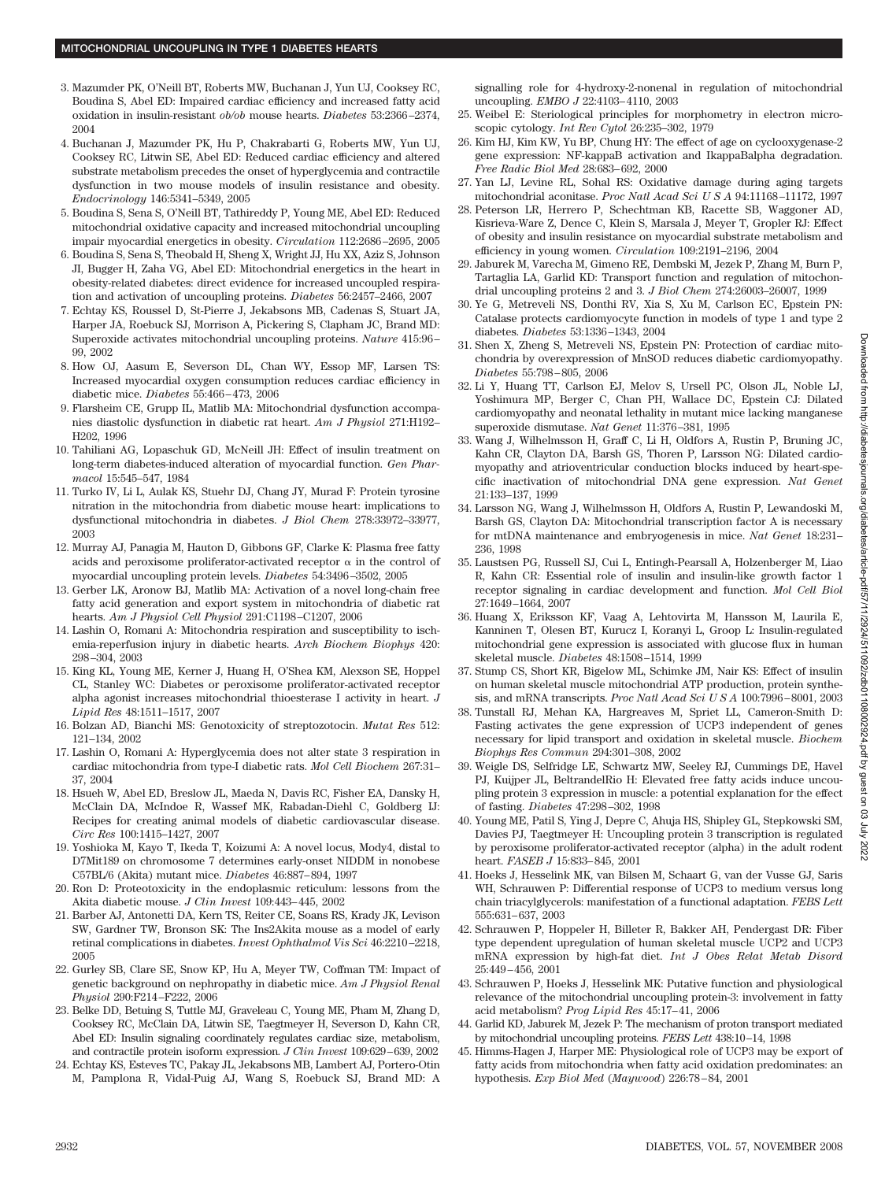3. Mazumder PK, O'Neill BT, Roberts MW, Buchanan J, Yun UJ, Cooksey RC, Boudina S, Abel ED: Impaired cardiac efficiency and increased fatty acid oxidation in insulin-resistant *ob/ob* mouse hearts. *Diabetes* 53:2366–2374, 2004
4. Buchanan J, Mazumder PK, Hu P, Chakrabarti G, Roberts MW, Yun UJ, Cooksey RC, Litwin SE, Abel ED: Reduced cardiac efficiency and altered substrate metabolism precedes the onset of hyperglycemia and contractile dysfunction in two mouse models of insulin resistance and obesity. *Endocrinology* 146:5341–5349, 2005
5. Boudina S, Sena S, O'Neill BT, Tathireddy P, Young ME, Abel ED: Reduced mitochondrial oxidative capacity and increased mitochondrial uncoupling impair myocardial energetics in obesity. *Circulation* 112:2686–2695, 2005
6. Boudina S, Sena S, Theobald H, Sheng X, Wright JJ, Hu XX, Aziz S, Johnson JI, Bugger H, Zaha VG, Abel ED: Mitochondrial energetics in the heart in obesity-related diabetes: direct evidence for increased uncoupled respiration and activation of uncoupling proteins. *Diabetes* 56:2457–2466, 2007
7. Echtay KS, Roussel D, St-Pierre J, Jekabsons MB, Cadenas S, Stuart JA, Harper JA, Roebuck SJ, Morrison A, Pickering S, Clapham JC, Brand MD: Superoxide activates mitochondrial uncoupling proteins. *Nature* 415:96–99, 2002
8. How OJ, Aasum E, Severson DL, Chan WY, Essop MF, Larsen TS: Increased myocardial oxygen consumption reduces cardiac efficiency in diabetic mice. *Diabetes* 55:466–473, 2006
9. Flarsheim CE, Grupp IL, Matlib MA: Mitochondrial dysfunction accompanies diastolic dysfunction in diabetic rat heart. *Am J Physiol* 271:H192–H202, 1996
10. Tahiliani AG, Lopaschuk GD, McNeill JH: Effect of insulin treatment on long-term diabetes-induced alteration of myocardial function. *Gen Pharmacol* 15:545–547, 1984
11. Turko IV, Li L, Aulak KS, Stuehr DJ, Chang JY, Murad F: Protein tyrosine nitration in the mitochondria from diabetic mouse heart: implications to dysfunctional mitochondria in diabetes. *J Biol Chem* 278:33972–33977, 2003
12. Murray AJ, Panagia M, Hauton D, Gibbons GF, Clarke K: Plasma free fatty acids and peroxisome proliferator-activated receptor α in the control of myocardial uncoupling protein levels. *Diabetes* 54:3496–3502, 2005
13. Gerber LK, Aronow BJ, Matlib MA: Activation of a novel long-chain free fatty acid generation and export system in mitochondria of diabetic rat hearts. *Am J Physiol Cell Physiol* 291:C1198–C1207, 2006
14. Lashin O, Romani A: Mitochondria respiration and susceptibility to ischemia-reperfusion injury in diabetic hearts. *Arch Biochem Biophys* 420: 298–304, 2003
15. King KL, Young ME, Kerner J, Huang H, O'Shea KM, Alexson SE, Hoppel CL, Stanley WC: Diabetes or peroxisome proliferator-activated receptor alpha agonist increases mitochondrial thioesterase I activity in heart. *J Lipid Res* 48:1511–1517, 2007
16. Bolzan AD, Bianchi MS: Genotoxicity of streptozotocin. *Mutat Res* 512: 121–134, 2002
17. Lashin O, Romani A: Hyperglycemia does not alter state 3 respiration in cardiac mitochondria from type-I diabetic rats. *Mol Cell Biochem* 267:31–37, 2004
18. Hsueh W, Abel ED, Breslow JL, Maeda N, Davis RC, Fisher EA, Dansky H, McClain DA, McIndoe R, Wassef MK, Rabadan-Diehl C, Goldberg IJ: Recipes for creating animal models of diabetic cardiovascular disease. *Circ Res* 100:1415–1427, 2007
19. Yoshioka M, Kayo T, Ikeda T, Koizumi A: A novel locus, Mody4, distal to D7Mit189 on chromosome 7 determines early-onset NIDDM in nonobese C57BL/6 (Akita) mutant mice. *Diabetes* 46:887–894, 1997
20. Ron D: Proteotoxicity in the endoplasmic reticulum: lessons from the Akita diabetic mouse. *J Clin Invest* 109:443–445, 2002
21. Barber AJ, Antonetti DA, Kern TS, Reiter CE, Soans RS, Krady JK, Levison SW, Gardner TW, Bronson SK: The Ins2Akita mouse as a model of early retinal complications in diabetes. *Invest Ophthalmol Vis Sci* 46:2210–2218, 2005
22. Gurley SB, Clare SE, Snow KP, Hu A, Meyer TW, Coffman TM: Impact of genetic background on nephropathy in diabetic mice. *Am J Physiol Renal Physiol* 290:F214–F222, 2006
23. Belke DD, Betuing S, Tuttle MJ, Graveleau C, Young ME, Pham M, Zhang D, Cooksey RC, McClain DA, Litwin SE, Taegtmeyer H, Severson D, Kahn CR, Abel ED: Insulin signaling coordinately regulates cardiac size, metabolism, and contractile protein isoform expression. *J Clin Invest* 109:629–639, 2002
24. Echtay KS, Esteves TC, Pakay JL, Jekabsons MB, Lambert AJ, Portero-Otin M, Pamplona R, Vidal-Puig AJ, Wang S, Roebuck SJ, Brand MD: A signalling role for 4-hydroxy-2-nonenal in regulation of mitochondrial uncoupling. *EMBO J* 22:4103–4110, 2003
25. Weibel E: Steriological principles for morphometry in electron microscopic cytology. *Int Rev Cytol* 26:235–302, 1979
26. Kim HJ, Kim KW, Yu BP, Chung HY: The effect of age on cyclooxygenase-2 gene expression: NF-kappaB activation and IkappaBalpha degradation. *Free Radic Biol Med* 28:683–692, 2000
27. Yan LJ, Levine RL, Sohal RS: Oxidative damage during aging targets mitochondrial aconitase. *Proc Natl Acad Sci U S A* 94:11168–11172, 1997
28. Peterson LR, Herrero P, Schechtman KB, Racette SB, Waggoner AD, Kisrieva-Ware Z, Dence C, Klein S, Marsala J, Meyer T, Gropler RJ: Effect of obesity and insulin resistance on myocardial substrate metabolism and efficiency in young women. *Circulation* 109:2191–2196, 2004
29. Jaburek M, Varecha M, Gimeno RE, Dembski M, Jezek P, Zhang M, Burn P, Tartaglia LA, Garlid KD: Transport function and regulation of mitochondrial uncoupling proteins 2 and 3. *J Biol Chem* 274:26003–26007, 1999
30. Ye G, Metreveli NS, Donthi RV, Xia S, Xu M, Carlson EC, Epstein PN: Catalase protects cardiomyocyte function in models of type 1 and type 2 diabetes. *Diabetes* 53:1336–1343, 2004
31. Shen X, Zheng S, Metreveli NS, Epstein PN: Protection of cardiac mitochondria by overexpression of MnSOD reduces diabetic cardiomyopathy. *Diabetes* 55:798–805, 2006
32. Li Y, Huang TT, Carlson EJ, Melov S, Ursell PC, Olson JL, Noble LJ, Yoshimura MP, Berger C, Chan PH, Wallace DC, Epstein CJ: Dilated cardiomyopathy and neonatal lethality in mutant mice lacking manganese superoxide dismutase. *Nat Genet* 11:376–381, 1995
33. Wang J, Wilhelmsson H, Graff C, Li H, Oldfors A, Rustin P, Bruning JC, Kahn CR, Clayton DA, Barsh GS, Thoren P, Larsson NG: Dilated cardiomyopathy and atrioventricular conduction blocks induced by heart-specific inactivation of mitochondrial DNA gene expression. *Nat Genet* 21:133–137, 1999
34. Larsson NG, Wang J, Wilhelmsson H, Oldfors A, Rustin P, Lewandoski M, Barsh GS, Clayton DA: Mitochondrial transcription factor A is necessary for mtDNA maintenance and embryogenesis in mice. *Nat Genet* 18:231–236, 1998
35. Laustsen PG, Russell SJ, Cui L, Entingh-Pearsall A, Holzenberger M, Liao R, Kahn CR: Essential role of insulin and insulin-like growth factor 1 receptor signaling in cardiac development and function. *Mol Cell Biol* 27:1649–1664, 2007
36. Huang X, Eriksson KF, Vaag A, Lehtovirta M, Hansson M, Laurila E, Kanninen T, Olesen BT, Kurucz I, Koranyi L, Groop L: Insulin-regulated mitochondrial gene expression is associated with glucose flux in human skeletal muscle. *Diabetes* 48:1508–1514, 1999
37. Stump CS, Short KR, Bigelow ML, Schimke JM, Nair KS: Effect of insulin on human skeletal muscle mitochondrial ATP production, protein synthesis, and mRNA transcripts. *Proc Natl Acad Sci U S A* 100:7996–8001, 2003
38. Tunstall RJ, Mehan KA, Hargreaves M, Spriet LL, Cameron-Smith D: Fasting activates the gene expression of UCP3 independent of genes necessary for lipid transport and oxidation in skeletal muscle. *Biochem Biophys Res Commun* 294:301–308, 2002
39. Weigle DS, Selfridge LE, Schwartz MW, Seeley RJ, Cummings DE, Havel PJ, Kuijper JL, BeltrandelRio H: Elevated free fatty acids induce uncoupling protein 3 expression in muscle: a potential explanation for the effect of fasting. *Diabetes* 47:298–302, 1998
40. Young ME, Patil S, Ying J, Depre C, Ahuja HS, Shipley GL, Stepkowski SM, Davies PJ, Taegtmeyer H: Uncoupling protein 3 transcription is regulated by peroxisome proliferator-activated receptor (alpha) in the adult rodent heart. *FASEB J* 15:833–845, 2001
41. Hoeks J, Hesselink MK, van Bilsen M, Schaart G, van der Vusse GJ, Saris WH, Schrauwen P: Differential response of UCP3 to medium versus long chain triacylglycerols: manifestation of a functional adaptation. *FEBS Lett* 555:631–637, 2003
42. Schrauwen P, Hoppeler H, Billeter R, Bakker AH, Pendergast DR: Fiber type dependent upregulation of human skeletal muscle UCP2 and UCP3 mRNA expression by high-fat diet. *Int J Obes Relat Metab Disord* 25:449–456, 2001
43. Schrauwen P, Hoeks J, Hesselink MK: Putative function and physiological relevance of the mitochondrial uncoupling protein-3: involvement in fatty acid metabolism? *Prog Lipid Res* 45:17–41, 2006
44. Garlid KD, Jaburek M, Jezek P: The mechanism of proton transport mediated by mitochondrial uncoupling proteins. *FEBS Lett* 438:10–14, 1998
45. Himms-Hagen J, Harper ME: Physiological role of UCP3 may be export of fatty acids from mitochondria when fatty acid oxidation predominates: an hypothesis. *Exp Biol Med (Maywood)* 226:78–84, 2001